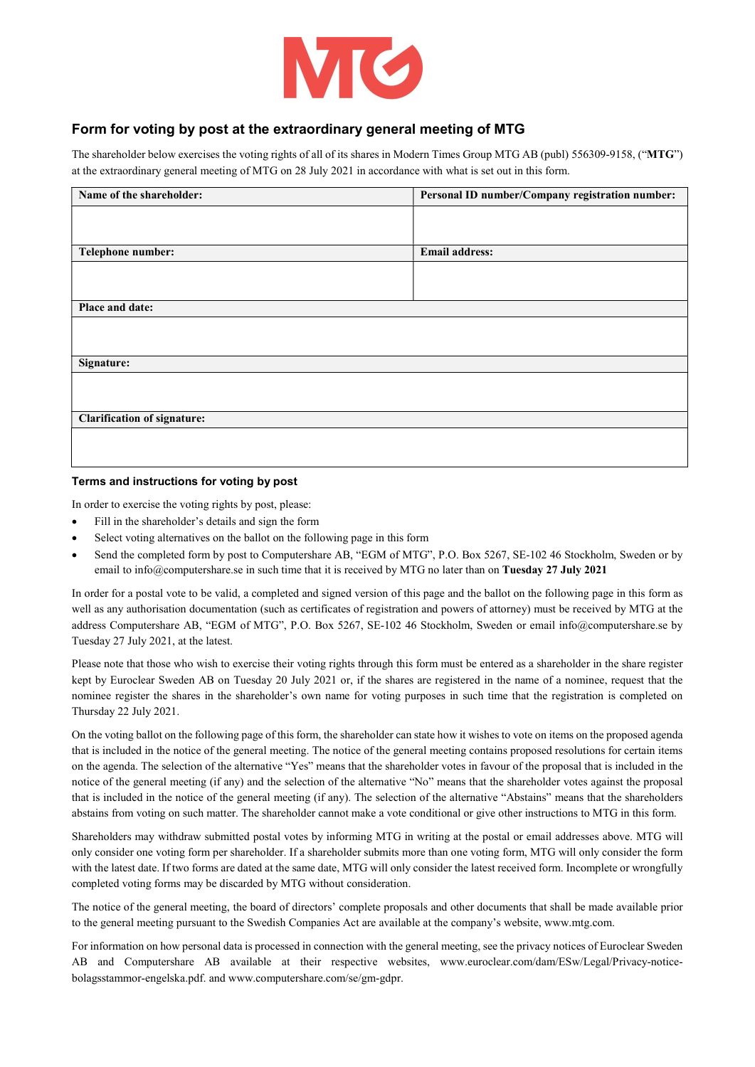# Form for voting by post at the extraordinary general meeting of MTG

The shareholder below exercises the voting rights of all of its shares in Modern Times Group MTG AB (publ) 556309-9158, ("**MTG**") at the extraordinary general meeting of MTG on 28 July 2021 in accordance with what is set out in this form.

| **Name of the shareholder:** | **Personal ID number/Company registration number:** |
|---|---|
| | |
| **Telephone number:** | **Email address:** |
| | |
| **Place and date:** | |
| | |
| **Signature:** | |
| | |
| **Clarification of signature:** | |
| | |

### Terms and instructions for voting by post

In order to exercise the voting rights by post, please:

- Fill in the shareholder's details and sign the form
- Select voting alternatives on the ballot on the following page in this form
- Send the completed form by post to Computershare AB, "EGM of MTG", P.O. Box 5267, SE-102 46 Stockholm, Sweden or by email to info@computershare.se in such time that it is received by MTG no later than on **Tuesday 27 July 2021**

In order for a postal vote to be valid, a completed and signed version of this page and the ballot on the following page in this form as well as any authorisation documentation (such as certificates of registration and powers of attorney) must be received by MTG at the address Computershare AB, "EGM of MTG", P.O. Box 5267, SE-102 46 Stockholm, Sweden or email info@computershare.se by Tuesday 27 July 2021, at the latest.

Please note that those who wish to exercise their voting rights through this form must be entered as a shareholder in the share register kept by Euroclear Sweden AB on Tuesday 20 July 2021 or, if the shares are registered in the name of a nominee, request that the nominee register the shares in the shareholder's own name for voting purposes in such time that the registration is completed on Thursday 22 July 2021.

On the voting ballot on the following page of this form, the shareholder can state how it wishes to vote on items on the proposed agenda that is included in the notice of the general meeting. The notice of the general meeting contains proposed resolutions for certain items on the agenda. The selection of the alternative "Yes" means that the shareholder votes in favour of the proposal that is included in the notice of the general meeting (if any) and the selection of the alternative "No" means that the shareholder votes against the proposal that is included in the notice of the general meeting (if any). The selection of the alternative "Abstains" means that the shareholders abstains from voting on such matter. The shareholder cannot make a vote conditional or give other instructions to MTG in this form.

Shareholders may withdraw submitted postal votes by informing MTG in writing at the postal or email addresses above. MTG will only consider one voting form per shareholder. If a shareholder submits more than one voting form, MTG will only consider the form with the latest date. If two forms are dated at the same date, MTG will only consider the latest received form. Incomplete or wrongfully completed voting forms may be discarded by MTG without consideration.

The notice of the general meeting, the board of directors' complete proposals and other documents that shall be made available prior to the general meeting pursuant to the Swedish Companies Act are available at the company's website, www.mtg.com.

For information on how personal data is processed in connection with the general meeting, see the privacy notices of Euroclear Sweden AB and Computershare AB available at their respective websites, www.euroclear.com/dam/ESw/Legal/Privacy-notice-bolagsstammor-engelska.pdf. and www.computershare.com/se/gm-gdpr.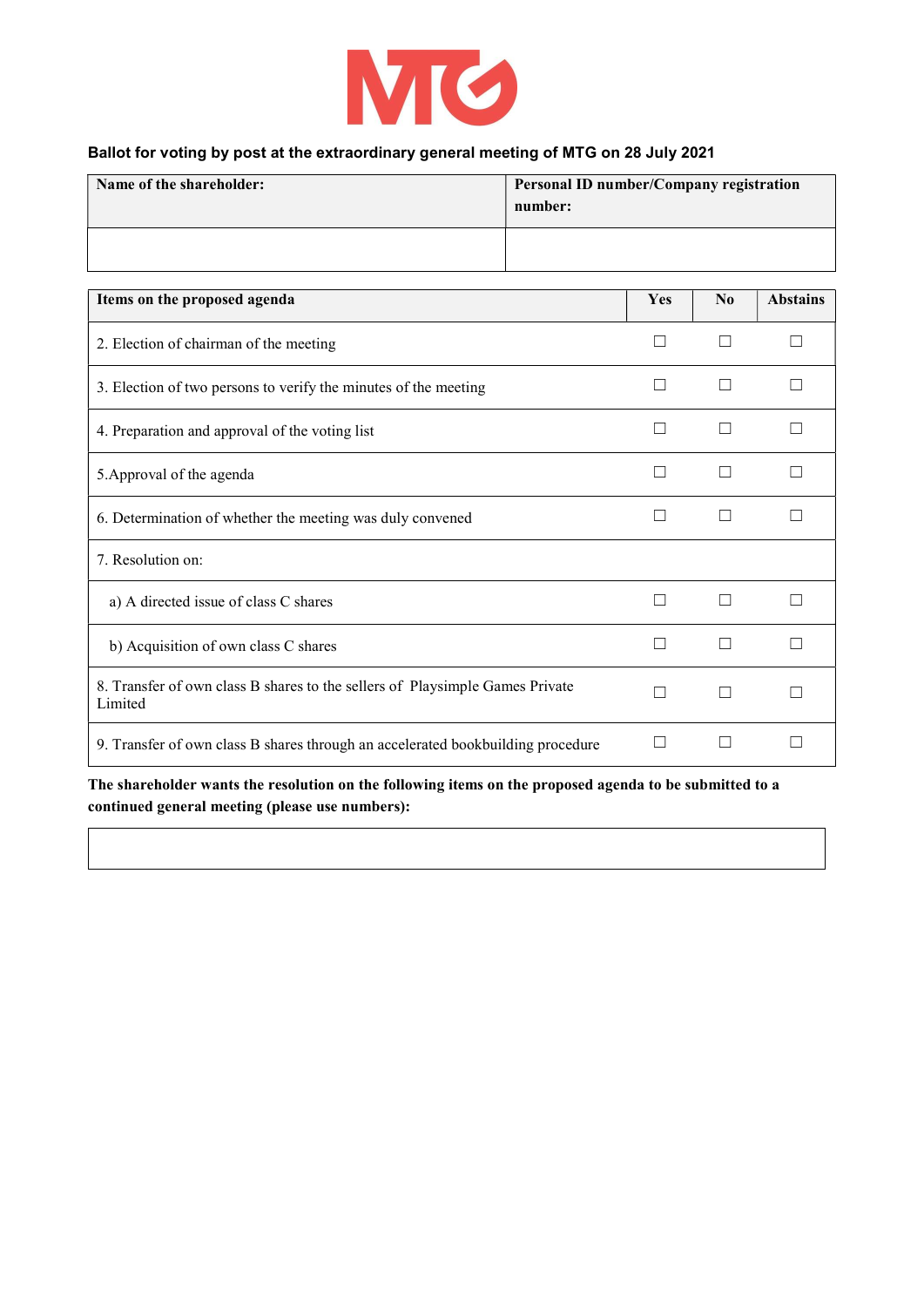MTG

**Ballot for voting by post at the extraordinary general meeting of MTG on 28 July 2021**

| Name of the shareholder: | Personal ID number/Company registration number: |
|---|---|
| | |

| Items on the proposed agenda | Yes | No | Abstains |
|---|---|---|---|
| 2. Election of chairman of the meeting | ☐ | ☐ | ☐ |
| 3. Election of two persons to verify the minutes of the meeting | ☐ | ☐ | ☐ |
| 4. Preparation and approval of the voting list | ☐ | ☐ | ☐ |
| 5.Approval of the agenda | ☐ | ☐ | ☐ |
| 6. Determination of whether the meeting was duly convened | ☐ | ☐ | ☐ |
| 7. Resolution on: | | | |
| a) A directed issue of class C shares | ☐ | ☐ | ☐ |
| b) Acquisition of own class C shares | ☐ | ☐ | ☐ |
| 8. Transfer of own class B shares to the sellers of Playsimple Games Private Limited | ☐ | ☐ | ☐ |
| 9. Transfer of own class B shares through an accelerated bookbuilding procedure | ☐ | ☐ | ☐ |

**The shareholder wants the resolution on the following items on the proposed agenda to be submitted to a continued general meeting (please use numbers):**

| |
|---|
| |